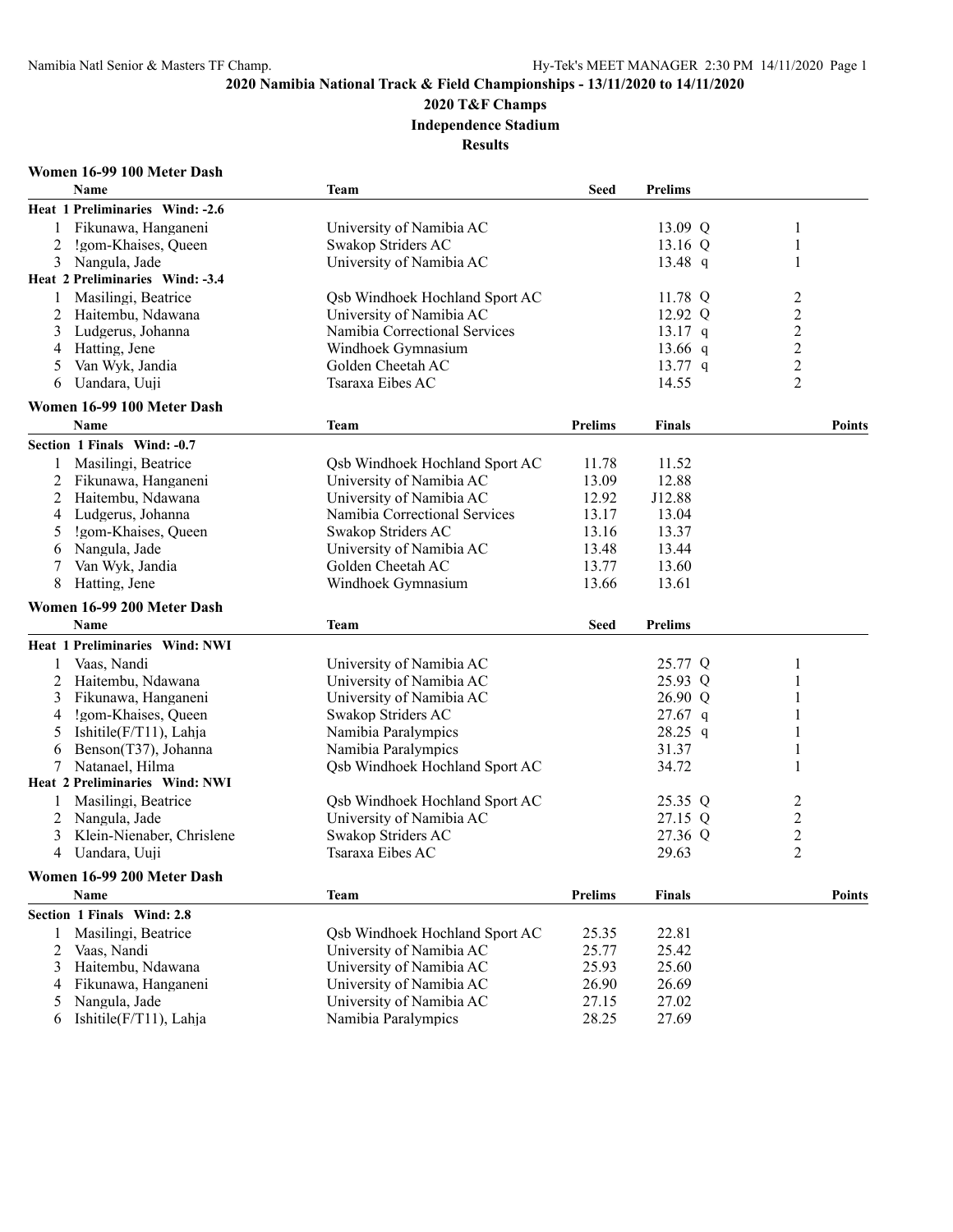# 2020 Namibia National Track & Field Championships - 13/11/2020 to 14/11/2020

## 2020 T&F Champs

### Independence Stadium

### Results

**Women 16-99 100 Meter Dash**

| | Name | Team | Seed | Prelims | |
|---|---|---|---|---|---|
| **Heat 1 Preliminaries Wind: -2.6** | | | | | |
| 1 | Fikunawa, Hanganeni | University of Namibia AC | | 13.09 Q | 1 |
| 2 | !gom-Khaises, Queen | Swakop Striders AC | | 13.16 Q | 1 |
| 3 | Nangula, Jade | University of Namibia AC | | 13.48 q | 1 |
| **Heat 2 Preliminaries Wind: -3.4** | | | | | |
| 1 | Masilingi, Beatrice | Qsb Windhoek Hochland Sport AC | | 11.78 Q | 2 |
| 2 | Haitembu, Ndawana | University of Namibia AC | | 12.92 Q | 2 |
| 3 | Ludgerus, Johanna | Namibia Correctional Services | | 13.17 q | 2 |
| 4 | Hatting, Jene | Windhoek Gymnasium | | 13.66 q | 2 |
| 5 | Van Wyk, Jandia | Golden Cheetah AC | | 13.77 q | 2 |
| 6 | Uandara, Uuji | Tsaraxa Eibes AC | | 14.55 | 2 |

**Women 16-99 100 Meter Dash**

| | Name | Team | Prelims | Finals | Points |
|---|---|---|---|---|---|
| **Section 1 Finals Wind: -0.7** | | | | | |
| 1 | Masilingi, Beatrice | Qsb Windhoek Hochland Sport AC | 11.78 | 11.52 | |
| 2 | Fikunawa, Hanganeni | University of Namibia AC | 13.09 | 12.88 | |
| 2 | Haitembu, Ndawana | University of Namibia AC | 12.92 | J12.88 | |
| 4 | Ludgerus, Johanna | Namibia Correctional Services | 13.17 | 13.04 | |
| 5 | !gom-Khaises, Queen | Swakop Striders AC | 13.16 | 13.37 | |
| 6 | Nangula, Jade | University of Namibia AC | 13.48 | 13.44 | |
| 7 | Van Wyk, Jandia | Golden Cheetah AC | 13.77 | 13.60 | |
| 8 | Hatting, Jene | Windhoek Gymnasium | 13.66 | 13.61 | |

**Women 16-99 200 Meter Dash**

| | Name | Team | Seed | Prelims | |
|---|---|---|---|---|---|
| **Heat 1 Preliminaries Wind: NWI** | | | | | |
| 1 | Vaas, Nandi | University of Namibia AC | | 25.77 Q | 1 |
| 2 | Haitembu, Ndawana | University of Namibia AC | | 25.93 Q | 1 |
| 3 | Fikunawa, Hanganeni | University of Namibia AC | | 26.90 Q | 1 |
| 4 | !gom-Khaises, Queen | Swakop Striders AC | | 27.67 q | 1 |
| 5 | Ishitile(F/T11), Lahja | Namibia Paralympics | | 28.25 q | 1 |
| 6 | Benson(T37), Johanna | Namibia Paralympics | | 31.37 | 1 |
| 7 | Natanael, Hilma | Qsb Windhoek Hochland Sport AC | | 34.72 | 1 |
| **Heat 2 Preliminaries Wind: NWI** | | | | | |
| 1 | Masilingi, Beatrice | Qsb Windhoek Hochland Sport AC | | 25.35 Q | 2 |
| 2 | Nangula, Jade | University of Namibia AC | | 27.15 Q | 2 |
| 3 | Klein-Nienaber, Chrislene | Swakop Striders AC | | 27.36 Q | 2 |
| 4 | Uandara, Uuji | Tsaraxa Eibes AC | | 29.63 | 2 |

**Women 16-99 200 Meter Dash**

| | Name | Team | Prelims | Finals | Points |
|---|---|---|---|---|---|
| **Section 1 Finals Wind: 2.8** | | | | | |
| 1 | Masilingi, Beatrice | Qsb Windhoek Hochland Sport AC | 25.35 | 22.81 | |
| 2 | Vaas, Nandi | University of Namibia AC | 25.77 | 25.42 | |
| 3 | Haitembu, Ndawana | University of Namibia AC | 25.93 | 25.60 | |
| 4 | Fikunawa, Hanganeni | University of Namibia AC | 26.90 | 26.69 | |
| 5 | Nangula, Jade | University of Namibia AC | 27.15 | 27.02 | |
| 6 | Ishitile(F/T11), Lahja | Namibia Paralympics | 28.25 | 27.69 | |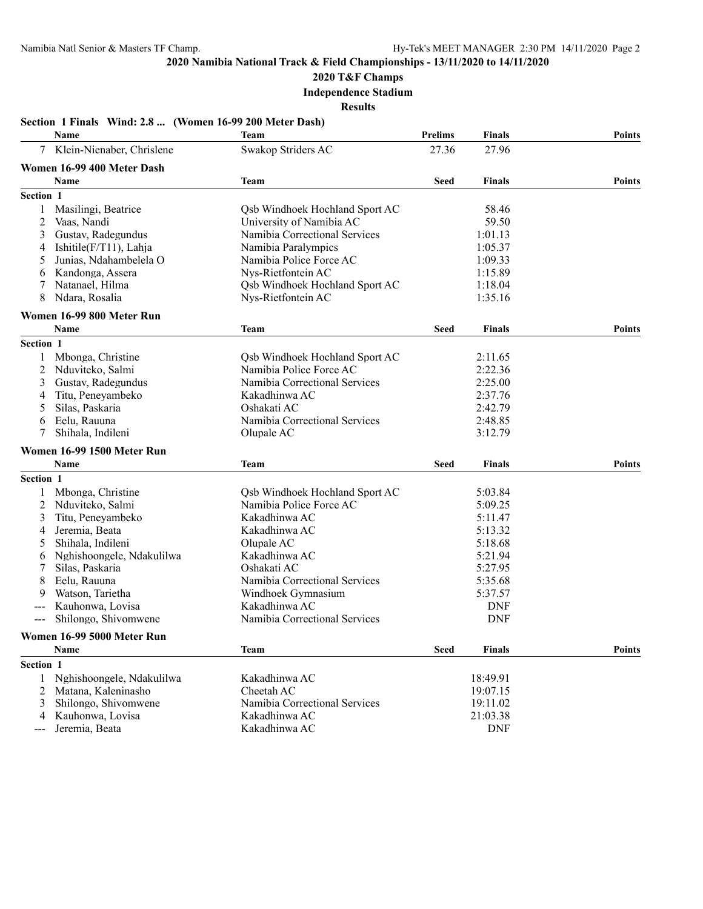**2020 Namibia National Track & Field Championships - 13/11/2020 to 14/11/2020**

**2020 T&F Champs**

**Independence Stadium**

**Results**

### Section 1 Finals Wind: 2.8 ... (Women 16-99 200 Meter Dash)

| | Name | Team | Prelims | Finals | Points |
|---|---|---|---|---|---|
| 7 | Klein-Nienaber, Chrislene | Swakop Striders AC | 27.36 | 27.96 | |

### Women 16-99 400 Meter Dash

| | Name | Team | Seed | Finals | Points |
|---|---|---|---|---|---|
| **Section 1** | | | | | |
| 1 | Masilingi, Beatrice | Qsb Windhoek Hochland Sport AC | | 58.46 | |
| 2 | Vaas, Nandi | University of Namibia AC | | 59.50 | |
| 3 | Gustav, Radegundus | Namibia Correctional Services | | 1:01.13 | |
| 4 | Ishitile(F/T11), Lahja | Namibia Paralympics | | 1:05.37 | |
| 5 | Junias, Ndahambelela O | Namibia Police Force AC | | 1:09.33 | |
| 6 | Kandonga, Assera | Nys-Rietfontein AC | | 1:15.89 | |
| 7 | Natanael, Hilma | Qsb Windhoek Hochland Sport AC | | 1:18.04 | |
| 8 | Ndara, Rosalia | Nys-Rietfontein AC | | 1:35.16 | |

### Women 16-99 800 Meter Run

| | Name | Team | Seed | Finals | Points |
|---|---|---|---|---|---|
| **Section 1** | | | | | |
| 1 | Mbonga, Christine | Qsb Windhoek Hochland Sport AC | | 2:11.65 | |
| 2 | Nduviteko, Salmi | Namibia Police Force AC | | 2:22.36 | |
| 3 | Gustav, Radegundus | Namibia Correctional Services | | 2:25.00 | |
| 4 | Titu, Peneyambeko | Kakadhinwa AC | | 2:37.76 | |
| 5 | Silas, Paskaria | Oshakati AC | | 2:42.79 | |
| 6 | Eelu, Rauuna | Namibia Correctional Services | | 2:48.85 | |
| 7 | Shihala, Indileni | Olupale AC | | 3:12.79 | |

### Women 16-99 1500 Meter Run

| | Name | Team | Seed | Finals | Points |
|---|---|---|---|---|---|
| **Section 1** | | | | | |
| 1 | Mbonga, Christine | Qsb Windhoek Hochland Sport AC | | 5:03.84 | |
| 2 | Nduviteko, Salmi | Namibia Police Force AC | | 5:09.25 | |
| 3 | Titu, Peneyambeko | Kakadhinwa AC | | 5:11.47 | |
| 4 | Jeremia, Beata | Kakadhinwa AC | | 5:13.32 | |
| 5 | Shihala, Indileni | Olupale AC | | 5:18.68 | |
| 6 | Nghishoongele, Ndakulilwa | Kakadhinwa AC | | 5:21.94 | |
| 7 | Silas, Paskaria | Oshakati AC | | 5:27.95 | |
| 8 | Eelu, Rauuna | Namibia Correctional Services | | 5:35.68 | |
| 9 | Watson, Tarietha | Windhoek Gymnasium | | 5:37.57 | |
| --- | Kauhonwa, Lovisa | Kakadhinwa AC | | DNF | |
| --- | Shilongo, Shivomwene | Namibia Correctional Services | | DNF | |

### Women 16-99 5000 Meter Run

| | Name | Team | Seed | Finals | Points |
|---|---|---|---|---|---|
| **Section 1** | | | | | |
| 1 | Nghishoongele, Ndakulilwa | Kakadhinwa AC | | 18:49.91 | |
| 2 | Matana, Kaleninasho | Cheetah AC | | 19:07.15 | |
| 3 | Shilongo, Shivomwene | Namibia Correctional Services | | 19:11.02 | |
| 4 | Kauhonwa, Lovisa | Kakadhinwa AC | | 21:03.38 | |
| --- | Jeremia, Beata | Kakadhinwa AC | | DNF | |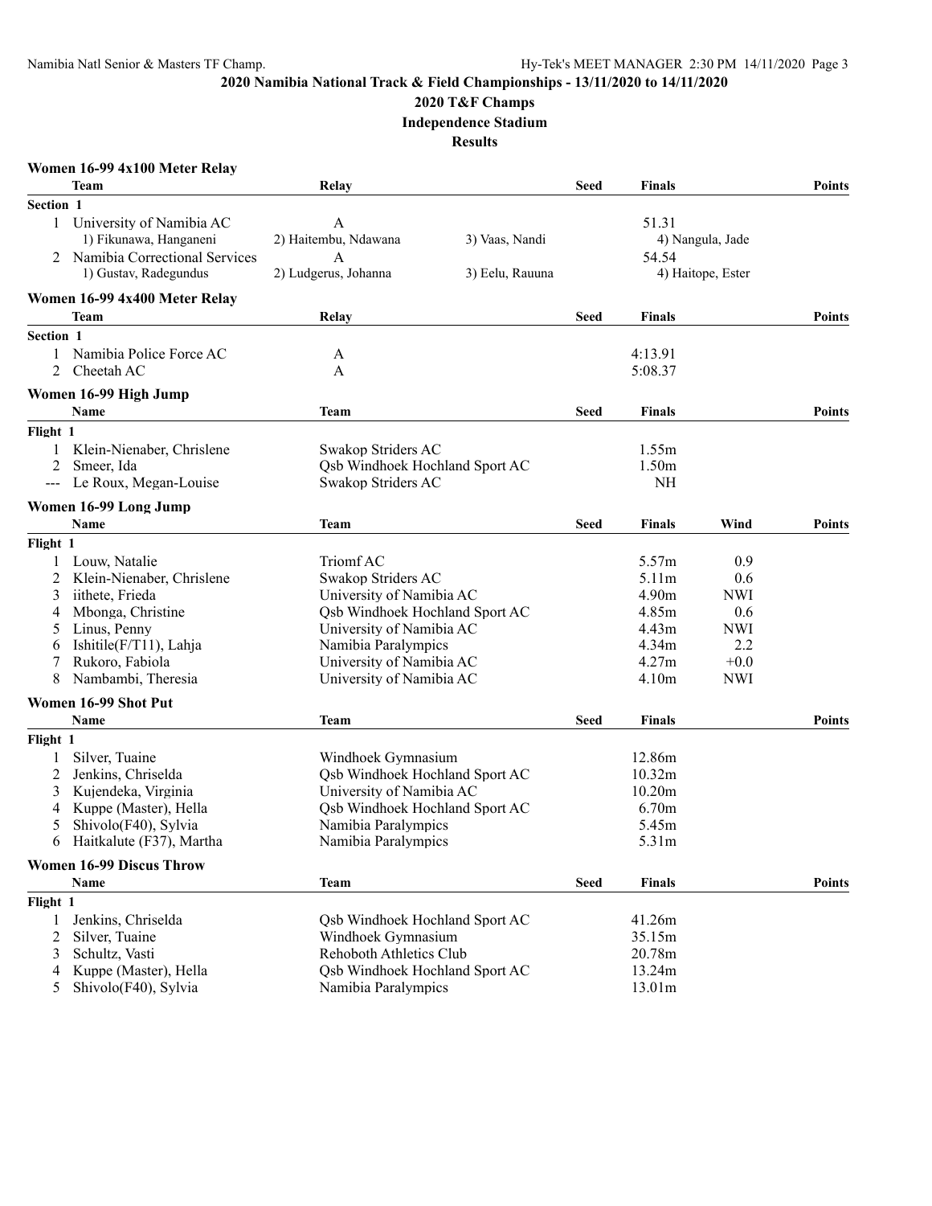# 2020 Namibia National Track & Field Championships - 13/11/2020 to 14/11/2020

## 2020 T&F Champs

## Independence Stadium

## Results

### Women 16-99 4x100 Meter Relay

| | Team | Relay | | Seed | Finals | Points |
|---|---|---|---|---|---|---|
| **Section 1** | | | | | | |
| 1 | University of Namibia AC | A | | | 51.31 | |
| | 1) Fikunawa, Hanganeni | 2) Haitembu, Ndawana | 3) Vaas, Nandi | | 4) Nangula, Jade | |
| 2 | Namibia Correctional Services | A | | | 54.54 | |
| | 1) Gustav, Radegundus | 2) Ludgerus, Johanna | 3) Eelu, Rauuna | | 4) Haitope, Ester | |

### Women 16-99 4x400 Meter Relay

| | Team | Relay | Seed | Finals | Points |
|---|---|---|---|---|---|
| **Section 1** | | | | | |
| 1 | Namibia Police Force AC | A | | 4:13.91 | |
| 2 | Cheetah AC | A | | 5:08.37 | |

### Women 16-99 High Jump

| | Name | Team | Seed | Finals | Points |
|---|---|---|---|---|---|
| **Flight 1** | | | | | |
| 1 | Klein-Nienaber, Chrislene | Swakop Striders AC | | 1.55m | |
| 2 | Smeer, Ida | Qsb Windhoek Hochland Sport AC | | 1.50m | |
| --- | Le Roux, Megan-Louise | Swakop Striders AC | | NH | |

### Women 16-99 Long Jump

| | Name | Team | Seed | Finals | Wind | Points |
|---|---|---|---|---|---|---|
| **Flight 1** | | | | | | |
| 1 | Louw, Natalie | Triomf AC | | 5.57m | 0.9 | |
| 2 | Klein-Nienaber, Chrislene | Swakop Striders AC | | 5.11m | 0.6 | |
| 3 | iithete, Frieda | University of Namibia AC | | 4.90m | NWI | |
| 4 | Mbonga, Christine | Qsb Windhoek Hochland Sport AC | | 4.85m | 0.6 | |
| 5 | Linus, Penny | University of Namibia AC | | 4.43m | NWI | |
| 6 | Ishitile(F/T11), Lahja | Namibia Paralympics | | 4.34m | 2.2 | |
| 7 | Rukoro, Fabiola | University of Namibia AC | | 4.27m | +0.0 | |
| 8 | Nambambi, Theresia | University of Namibia AC | | 4.10m | NWI | |

### Women 16-99 Shot Put

| | Name | Team | Seed | Finals | Points |
|---|---|---|---|---|---|
| **Flight 1** | | | | | |
| 1 | Silver, Tuaine | Windhoek Gymnasium | | 12.86m | |
| 2 | Jenkins, Chriselda | Qsb Windhoek Hochland Sport AC | | 10.32m | |
| 3 | Kujendeka, Virginia | University of Namibia AC | | 10.20m | |
| 4 | Kuppe (Master), Hella | Qsb Windhoek Hochland Sport AC | | 6.70m | |
| 5 | Shivolo(F40), Sylvia | Namibia Paralympics | | 5.45m | |
| 6 | Haitkalute (F37), Martha | Namibia Paralympics | | 5.31m | |

### Women 16-99 Discus Throw

| | Name | Team | Seed | Finals | Points |
|---|---|---|---|---|---|
| **Flight 1** | | | | | |
| 1 | Jenkins, Chriselda | Qsb Windhoek Hochland Sport AC | | 41.26m | |
| 2 | Silver, Tuaine | Windhoek Gymnasium | | 35.15m | |
| 3 | Schultz, Vasti | Rehoboth Athletics Club | | 20.78m | |
| 4 | Kuppe (Master), Hella | Qsb Windhoek Hochland Sport AC | | 13.24m | |
| 5 | Shivolo(F40), Sylvia | Namibia Paralympics | | 13.01m | |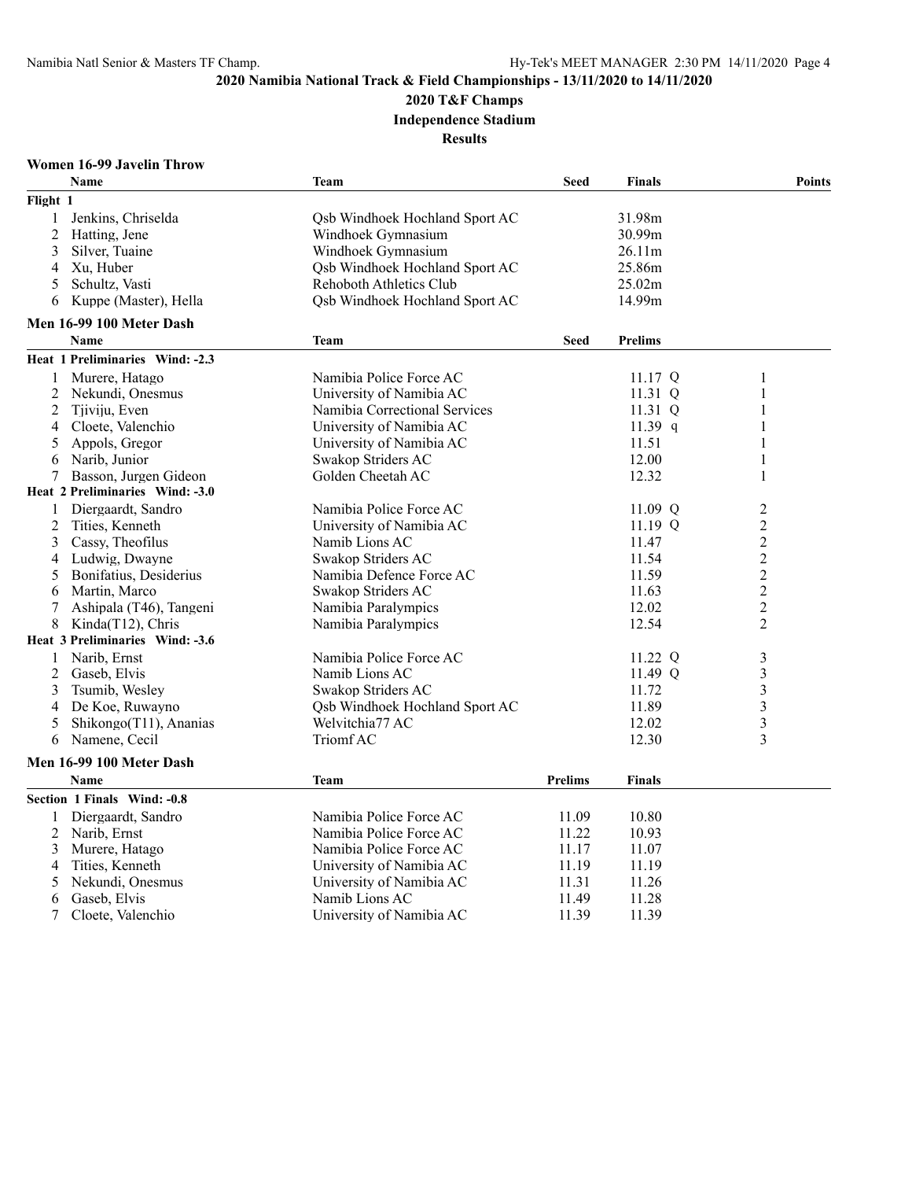## 2020 Namibia National Track & Field Championships - 13/11/2020 to 14/11/2020

### 2020 T&F Champs

### Independence Stadium

### Results

#### Women 16-99 Javelin Throw

| | Name | Team | Seed | Finals | Points |
|---|---|---|---|---|---|
| **Flight 1** | | | | | |
| 1 | Jenkins, Chriselda | Qsb Windhoek Hochland Sport AC | | 31.98m | |
| 2 | Hatting, Jene | Windhoek Gymnasium | | 30.99m | |
| 3 | Silver, Tuaine | Windhoek Gymnasium | | 26.11m | |
| 4 | Xu, Huber | Qsb Windhoek Hochland Sport AC | | 25.86m | |
| 5 | Schultz, Vasti | Rehoboth Athletics Club | | 25.02m | |
| 6 | Kuppe (Master), Hella | Qsb Windhoek Hochland Sport AC | | 14.99m | |

#### Men 16-99 100 Meter Dash

| | Name | Team | Seed | Prelims | |
|---|---|---|---|---|---|
| **Heat 1 Preliminaries Wind: -2.3** | | | | | |
| 1 | Murere, Hatago | Namibia Police Force AC | | 11.17 Q | 1 |
| 2 | Nekundi, Onesmus | University of Namibia AC | | 11.31 Q | 1 |
| 2 | Tjiviju, Even | Namibia Correctional Services | | 11.31 Q | 1 |
| 4 | Cloete, Valenchio | University of Namibia AC | | 11.39 q | 1 |
| 5 | Appols, Gregor | University of Namibia AC | | 11.51 | 1 |
| 6 | Narib, Junior | Swakop Striders AC | | 12.00 | 1 |
| 7 | Basson, Jurgen Gideon | Golden Cheetah AC | | 12.32 | 1 |
| **Heat 2 Preliminaries Wind: -3.0** | | | | | |
| 1 | Diergaardt, Sandro | Namibia Police Force AC | | 11.09 Q | 2 |
| 2 | Tities, Kenneth | University of Namibia AC | | 11.19 Q | 2 |
| 3 | Cassy, Theofilus | Namib Lions AC | | 11.47 | 2 |
| 4 | Ludwig, Dwayne | Swakop Striders AC | | 11.54 | 2 |
| 5 | Bonifatius, Desiderius | Namibia Defence Force AC | | 11.59 | 2 |
| 6 | Martin, Marco | Swakop Striders AC | | 11.63 | 2 |
| 7 | Ashipala (T46), Tangeni | Namibia Paralympics | | 12.02 | 2 |
| 8 | Kinda(T12), Chris | Namibia Paralympics | | 12.54 | 2 |
| **Heat 3 Preliminaries Wind: -3.6** | | | | | |
| 1 | Narib, Ernst | Namibia Police Force AC | | 11.22 Q | 3 |
| 2 | Gaseb, Elvis | Namib Lions AC | | 11.49 Q | 3 |
| 3 | Tsumib, Wesley | Swakop Striders AC | | 11.72 | 3 |
| 4 | De Koe, Ruwayno | Qsb Windhoek Hochland Sport AC | | 11.89 | 3 |
| 5 | Shikongo(T11), Ananias | Welvitchia77 AC | | 12.02 | 3 |
| 6 | Namene, Cecil | Triomf AC | | 12.30 | 3 |

#### Men 16-99 100 Meter Dash

| | Name | Team | Prelims | Finals |
|---|---|---|---|---|
| **Section 1 Finals Wind: -0.8** | | | | |
| 1 | Diergaardt, Sandro | Namibia Police Force AC | 11.09 | 10.80 |
| 2 | Narib, Ernst | Namibia Police Force AC | 11.22 | 10.93 |
| 3 | Murere, Hatago | Namibia Police Force AC | 11.17 | 11.07 |
| 4 | Tities, Kenneth | University of Namibia AC | 11.19 | 11.19 |
| 5 | Nekundi, Onesmus | University of Namibia AC | 11.31 | 11.26 |
| 6 | Gaseb, Elvis | Namib Lions AC | 11.49 | 11.28 |
| 7 | Cloete, Valenchio | University of Namibia AC | 11.39 | 11.39 |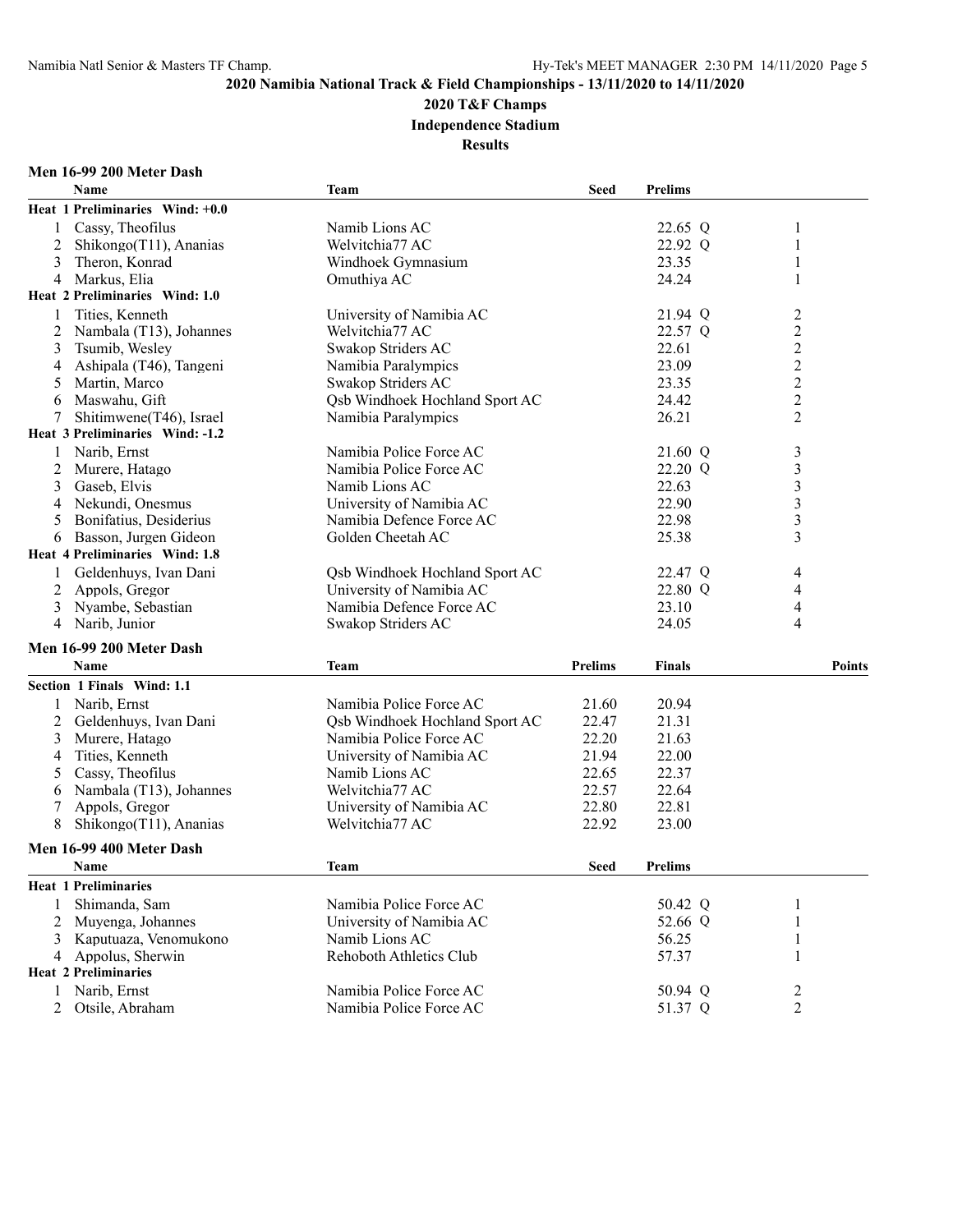## 2020 Namibia National Track & Field Championships - 13/11/2020 to 14/11/2020

### 2020 T&F Champs

### Independence Stadium

### Results

#### Men 16-99 200 Meter Dash

| | Name | Team | Seed | Prelims | |
|---|---|---|---|---|---|
| **Heat 1 Preliminaries Wind: +0.0** | | | | | |
| 1 | Cassy, Theofilus | Namib Lions AC | | 22.65 Q | 1 |
| 2 | Shikongo(T11), Ananias | Welvitchia77 AC | | 22.92 Q | 1 |
| 3 | Theron, Konrad | Windhoek Gymnasium | | 23.35 | 1 |
| 4 | Markus, Elia | Omuthiya AC | | 24.24 | 1 |
| **Heat 2 Preliminaries Wind: 1.0** | | | | | |
| 1 | Tities, Kenneth | University of Namibia AC | | 21.94 Q | 2 |
| 2 | Nambala (T13), Johannes | Welvitchia77 AC | | 22.57 Q | 2 |
| 3 | Tsumib, Wesley | Swakop Striders AC | | 22.61 | 2 |
| 4 | Ashipala (T46), Tangeni | Namibia Paralympics | | 23.09 | 2 |
| 5 | Martin, Marco | Swakop Striders AC | | 23.35 | 2 |
| 6 | Maswahu, Gift | Qsb Windhoek Hochland Sport AC | | 24.42 | 2 |
| 7 | Shitimwene(T46), Israel | Namibia Paralympics | | 26.21 | 2 |
| **Heat 3 Preliminaries Wind: -1.2** | | | | | |
| 1 | Narib, Ernst | Namibia Police Force AC | | 21.60 Q | 3 |
| 2 | Murere, Hatago | Namibia Police Force AC | | 22.20 Q | 3 |
| 3 | Gaseb, Elvis | Namib Lions AC | | 22.63 | 3 |
| 4 | Nekundi, Onesmus | University of Namibia AC | | 22.90 | 3 |
| 5 | Bonifatius, Desiderius | Namibia Defence Force AC | | 22.98 | 3 |
| 6 | Basson, Jurgen Gideon | Golden Cheetah AC | | 25.38 | 3 |
| **Heat 4 Preliminaries Wind: 1.8** | | | | | |
| 1 | Geldenhuys, Ivan Dani | Qsb Windhoek Hochland Sport AC | | 22.47 Q | 4 |
| 2 | Appols, Gregor | University of Namibia AC | | 22.80 Q | 4 |
| 3 | Nyambe, Sebastian | Namibia Defence Force AC | | 23.10 | 4 |
| 4 | Narib, Junior | Swakop Striders AC | | 24.05 | 4 |

#### Men 16-99 200 Meter Dash

| | Name | Team | Prelims | Finals | Points |
|---|---|---|---|---|---|
| **Section 1 Finals Wind: 1.1** | | | | | |
| 1 | Narib, Ernst | Namibia Police Force AC | 21.60 | 20.94 | |
| 2 | Geldenhuys, Ivan Dani | Qsb Windhoek Hochland Sport AC | 22.47 | 21.31 | |
| 3 | Murere, Hatago | Namibia Police Force AC | 22.20 | 21.63 | |
| 4 | Tities, Kenneth | University of Namibia AC | 21.94 | 22.00 | |
| 5 | Cassy, Theofilus | Namib Lions AC | 22.65 | 22.37 | |
| 6 | Nambala (T13), Johannes | Welvitchia77 AC | 22.57 | 22.64 | |
| 7 | Appols, Gregor | University of Namibia AC | 22.80 | 22.81 | |
| 8 | Shikongo(T11), Ananias | Welvitchia77 AC | 22.92 | 23.00 | |

#### Men 16-99 400 Meter Dash

| | Name | Team | Seed | Prelims | |
|---|---|---|---|---|---|
| **Heat 1 Preliminaries** | | | | | |
| 1 | Shimanda, Sam | Namibia Police Force AC | | 50.42 Q | 1 |
| 2 | Muyenga, Johannes | University of Namibia AC | | 52.66 Q | 1 |
| 3 | Kaputuaza, Venomukono | Namib Lions AC | | 56.25 | 1 |
| 4 | Appolus, Sherwin | Rehoboth Athletics Club | | 57.37 | 1 |
| **Heat 2 Preliminaries** | | | | | |
| 1 | Narib, Ernst | Namibia Police Force AC | | 50.94 Q | 2 |
| 2 | Otsile, Abraham | Namibia Police Force AC | | 51.37 Q | 2 |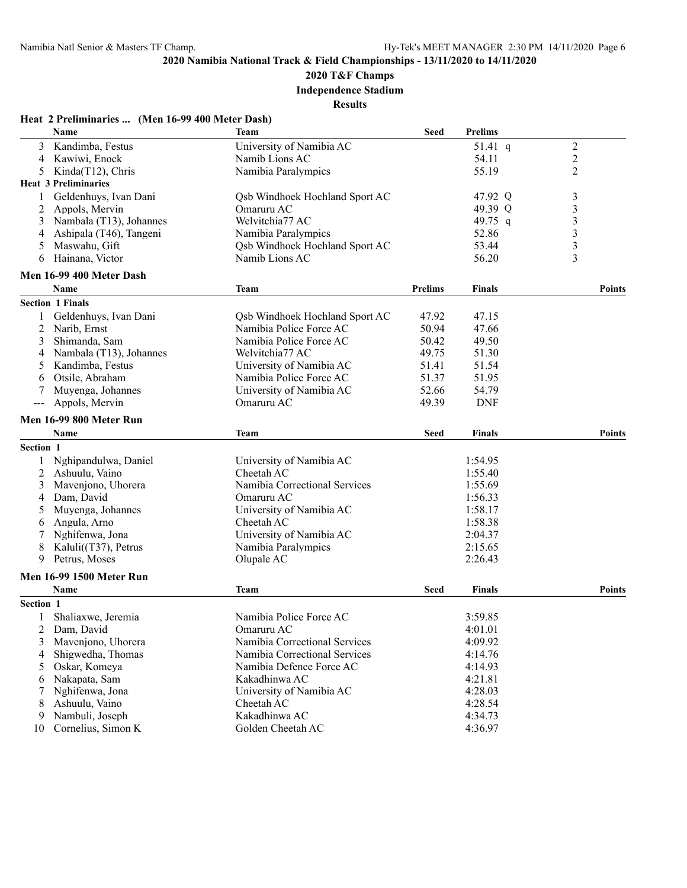## 2020 Namibia National Track & Field Championships - 13/11/2020 to 14/11/2020

### 2020 T&F Champs

### Independence Stadium

### Results

**Heat 2 Preliminaries ... (Men 16-99 400 Meter Dash)**

| | Name | Team | Seed | Prelims | |
|---|---|---|---|---|---|
| 3 | Kandimba, Festus | University of Namibia AC | | 51.41 q | 2 |
| 4 | Kawiwi, Enock | Namib Lions AC | | 54.11 | 2 |
| 5 | Kinda(T12), Chris | Namibia Paralympics | | 55.19 | 2 |
| **Heat 3 Preliminaries** | | | | | |
| 1 | Geldenhuys, Ivan Dani | Qsb Windhoek Hochland Sport AC | | 47.92 Q | 3 |
| 2 | Appols, Mervin | Omaruru AC | | 49.39 Q | 3 |
| 3 | Nambala (T13), Johannes | Welvitchia77 AC | | 49.75 q | 3 |
| 4 | Ashipala (T46), Tangeni | Namibia Paralympics | | 52.86 | 3 |
| 5 | Maswahu, Gift | Qsb Windhoek Hochland Sport AC | | 53.44 | 3 |
| 6 | Hainana, Victor | Namib Lions AC | | 56.20 | 3 |

**Men 16-99 400 Meter Dash**

| | Name | Team | Prelims | Finals | Points |
|---|---|---|---|---|---|
| **Section 1 Finals** | | | | | |
| 1 | Geldenhuys, Ivan Dani | Qsb Windhoek Hochland Sport AC | 47.92 | 47.15 | |
| 2 | Narib, Ernst | Namibia Police Force AC | 50.94 | 47.66 | |
| 3 | Shimanda, Sam | Namibia Police Force AC | 50.42 | 49.50 | |
| 4 | Nambala (T13), Johannes | Welvitchia77 AC | 49.75 | 51.30 | |
| 5 | Kandimba, Festus | University of Namibia AC | 51.41 | 51.54 | |
| 6 | Otsile, Abraham | Namibia Police Force AC | 51.37 | 51.95 | |
| 7 | Muyenga, Johannes | University of Namibia AC | 52.66 | 54.79 | |
| --- | Appols, Mervin | Omaruru AC | 49.39 | DNF | |

**Men 16-99 800 Meter Run**

| | Name | Team | Seed | Finals | Points |
|---|---|---|---|---|---|
| **Section 1** | | | | | |
| 1 | Nghipandulwa, Daniel | University of Namibia AC | | 1:54.95 | |
| 2 | Ashuulu, Vaino | Cheetah AC | | 1:55.40 | |
| 3 | Mavenjono, Uhorera | Namibia Correctional Services | | 1:55.69 | |
| 4 | Dam, David | Omaruru AC | | 1:56.33 | |
| 5 | Muyenga, Johannes | University of Namibia AC | | 1:58.17 | |
| 6 | Angula, Arno | Cheetah AC | | 1:58.38 | |
| 7 | Nghifenwa, Jona | University of Namibia AC | | 2:04.37 | |
| 8 | Kaluli((T37), Petrus | Namibia Paralympics | | 2:15.65 | |
| 9 | Petrus, Moses | Olupale AC | | 2:26.43 | |

**Men 16-99 1500 Meter Run**

| | Name | Team | Seed | Finals | Points |
|---|---|---|---|---|---|
| **Section 1** | | | | | |
| 1 | Shaliaxwe, Jeremia | Namibia Police Force AC | | 3:59.85 | |
| 2 | Dam, David | Omaruru AC | | 4:01.01 | |
| 3 | Mavenjono, Uhorera | Namibia Correctional Services | | 4:09.92 | |
| 4 | Shigwedha, Thomas | Namibia Correctional Services | | 4:14.76 | |
| 5 | Oskar, Komeya | Namibia Defence Force AC | | 4:14.93 | |
| 6 | Nakapata, Sam | Kakadhinwa AC | | 4:21.81 | |
| 7 | Nghifenwa, Jona | University of Namibia AC | | 4:28.03 | |
| 8 | Ashuulu, Vaino | Cheetah AC | | 4:28.54 | |
| 9 | Nambuli, Joseph | Kakadhinwa AC | | 4:34.73 | |
| 10 | Cornelius, Simon K | Golden Cheetah AC | | 4:36.97 | |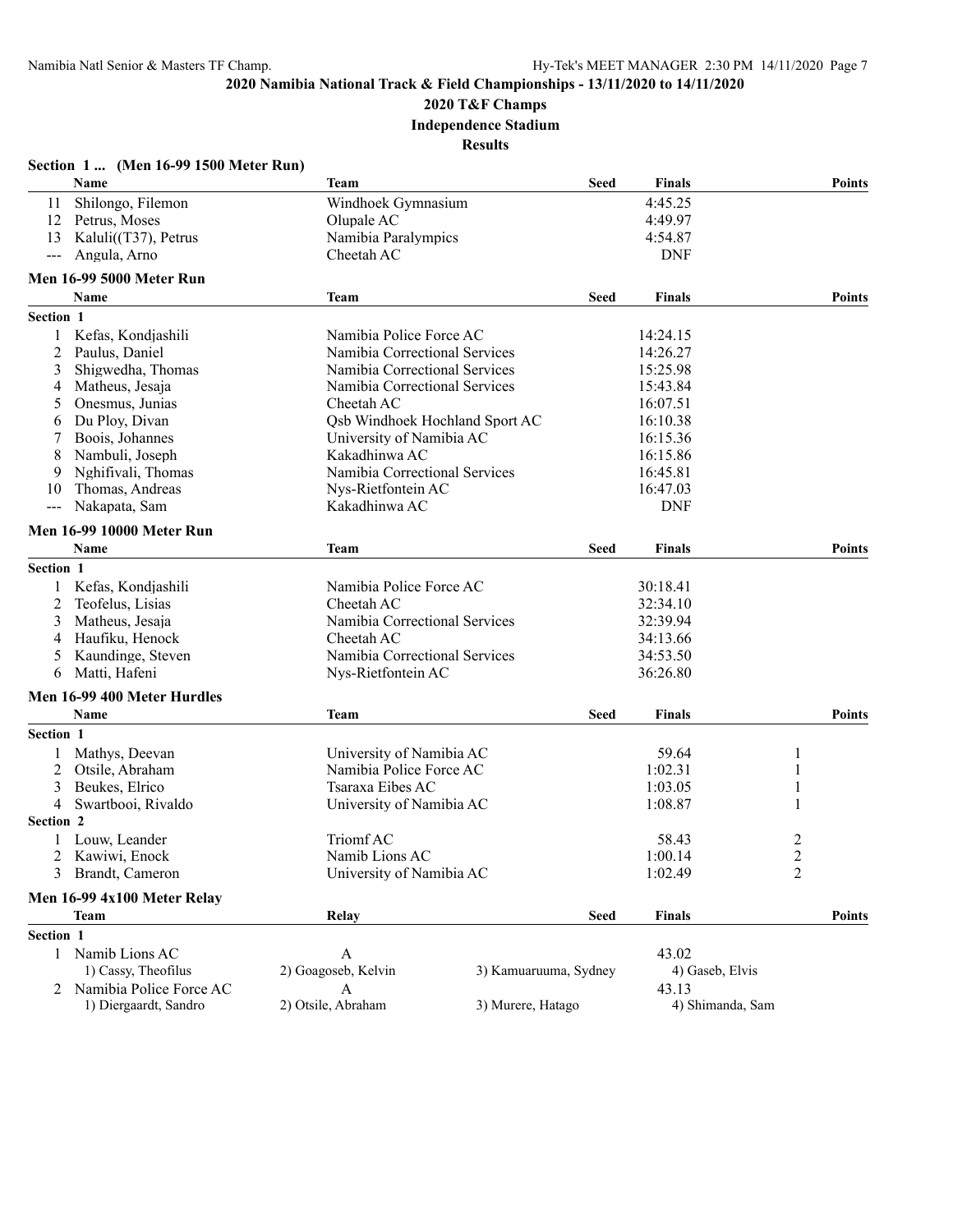## 2020 Namibia National Track & Field Championships - 13/11/2020 to 14/11/2020

### 2020 T&F Champs

### Independence Stadium

### Results

**Section 1 ... (Men 16-99 1500 Meter Run)**

| | Name | Team | Seed | Finals | Points |
|---|---|---|---|---|---|
| 11 | Shilongo, Filemon | Windhoek Gymnasium | | 4:45.25 | |
| 12 | Petrus, Moses | Olupale AC | | 4:49.97 | |
| 13 | Kaluli((T37), Petrus | Namibia Paralympics | | 4:54.87 | |
| --- | Angula, Arno | Cheetah AC | | DNF | |

**Men 16-99 5000 Meter Run**

| | Name | Team | Seed | Finals | Points |
|---|---|---|---|---|---|
| **Section 1** | | | | | |
| 1 | Kefas, Kondjashili | Namibia Police Force AC | | 14:24.15 | |
| 2 | Paulus, Daniel | Namibia Correctional Services | | 14:26.27 | |
| 3 | Shigwedha, Thomas | Namibia Correctional Services | | 15:25.98 | |
| 4 | Matheus, Jesaja | Namibia Correctional Services | | 15:43.84 | |
| 5 | Onesmus, Junias | Cheetah AC | | 16:07.51 | |
| 6 | Du Ploy, Divan | Qsb Windhoek Hochland Sport AC | | 16:10.38 | |
| 7 | Boois, Johannes | University of Namibia AC | | 16:15.36 | |
| 8 | Nambuli, Joseph | Kakadhinwa AC | | 16:15.86 | |
| 9 | Nghifivali, Thomas | Namibia Correctional Services | | 16:45.81 | |
| 10 | Thomas, Andreas | Nys-Rietfontein AC | | 16:47.03 | |
| --- | Nakapata, Sam | Kakadhinwa AC | | DNF | |

**Men 16-99 10000 Meter Run**

| | Name | Team | Seed | Finals | Points |
|---|---|---|---|---|---|
| **Section 1** | | | | | |
| 1 | Kefas, Kondjashili | Namibia Police Force AC | | 30:18.41 | |
| 2 | Teofelus, Lisias | Cheetah AC | | 32:34.10 | |
| 3 | Matheus, Jesaja | Namibia Correctional Services | | 32:39.94 | |
| 4 | Haufiku, Henock | Cheetah AC | | 34:13.66 | |
| 5 | Kaundinge, Steven | Namibia Correctional Services | | 34:53.50 | |
| 6 | Matti, Hafeni | Nys-Rietfontein AC | | 36:26.80 | |

**Men 16-99 400 Meter Hurdles**

| | Name | Team | Seed | Finals | Points |
|---|---|---|---|---|---|
| **Section 1** | | | | | |
| 1 | Mathys, Deevan | University of Namibia AC | | 59.64 | 1 |
| 2 | Otsile, Abraham | Namibia Police Force AC | | 1:02.31 | 1 |
| 3 | Beukes, Elrico | Tsaraxa Eibes AC | | 1:03.05 | 1 |
| 4 | Swartbooi, Rivaldo | University of Namibia AC | | 1:08.87 | 1 |
| **Section 2** | | | | | |
| 1 | Louw, Leander | Triomf AC | | 58.43 | 2 |
| 2 | Kawiwi, Enock | Namib Lions AC | | 1:00.14 | 2 |
| 3 | Brandt, Cameron | University of Namibia AC | | 1:02.49 | 2 |

**Men 16-99 4x100 Meter Relay**

| | Team | Relay | | Seed | Finals | Points |
|---|---|---|---|---|---|---|
| **Section 1** | | | | | | |
| 1 | Namib Lions AC | A | | | 43.02 | |
| | 1) Cassy, Theofilus | 2) Goagoseb, Kelvin | 3) Kamuaruuma, Sydney | | 4) Gaseb, Elvis | |
| 2 | Namibia Police Force AC | A | | | 43.13 | |
| | 1) Diergaardt, Sandro | 2) Otsile, Abraham | 3) Murere, Hatago | | 4) Shimanda, Sam | |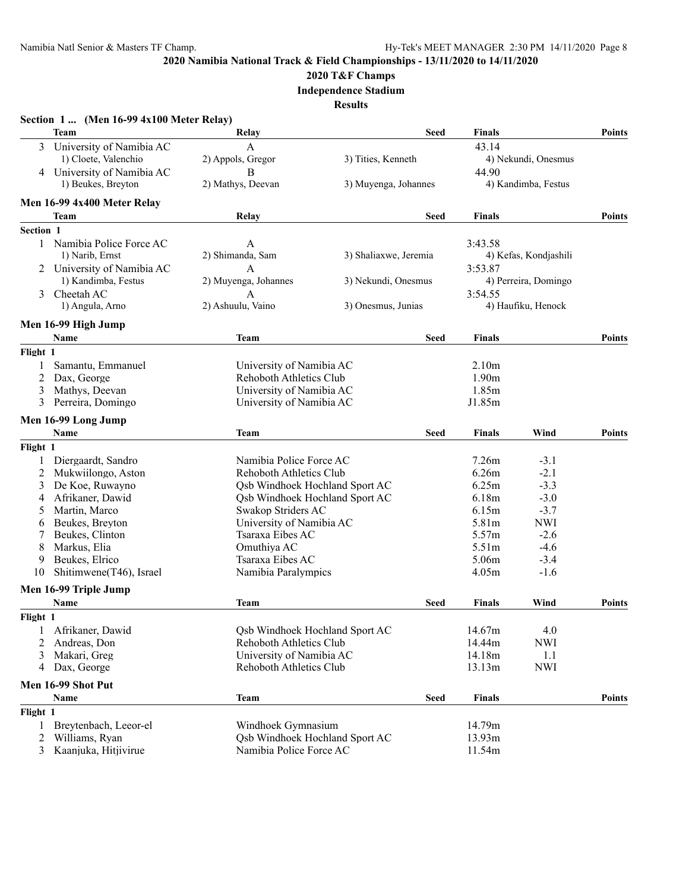## 2020 Namibia National Track & Field Championships - 13/11/2020 to 14/11/2020

## 2020 T&F Champs

### Independence Stadium

### Results

**Section 1 ... (Men 16-99 4x100 Meter Relay)**

| | Team | Relay | Seed | Finals | Points |
|---|---|---|---|---|---|
| 3 | University of Namibia AC | A | | 43.14 | |
| | 1) Cloete, Valenchio | 2) Appols, Gregor | 3) Tities, Kenneth | 4) Nekundi, Onesmus | |
| 4 | University of Namibia AC | B | | 44.90 | |
| | 1) Beukes, Breyton | 2) Mathys, Deevan | 3) Muyenga, Johannes | 4) Kandimba, Festus | |

### Men 16-99 4x400 Meter Relay

| | Team | Relay | Seed | Finals | Points |
|---|---|---|---|---|---|
| **Section 1** | | | | | |
| 1 | Namibia Police Force AC | A | | 3:43.58 | |
| | 1) Narib, Ernst | 2) Shimanda, Sam | 3) Shaliaxwe, Jeremia | 4) Kefas, Kondjashili | |
| 2 | University of Namibia AC | A | | 3:53.87 | |
| | 1) Kandimba, Festus | 2) Muyenga, Johannes | 3) Nekundi, Onesmus | 4) Perreira, Domingo | |
| 3 | Cheetah AC | A | | 3:54.55 | |
| | 1) Angula, Arno | 2) Ashuulu, Vaino | 3) Onesmus, Junias | 4) Haufiku, Henock | |

### Men 16-99 High Jump

| | Name | Team | Seed | Finals | Points |
|---|---|---|---|---|---|
| **Flight 1** | | | | | |
| 1 | Samantu, Emmanuel | University of Namibia AC | | 2.10m | |
| 2 | Dax, George | Rehoboth Athletics Club | | 1.90m | |
| 3 | Mathys, Deevan | University of Namibia AC | | 1.85m | |
| 3 | Perreira, Domingo | University of Namibia AC | | J1.85m | |

### Men 16-99 Long Jump

| | Name | Team | Seed | Finals | Wind | Points |
|---|---|---|---|---|---|---|
| **Flight 1** | | | | | | |
| 1 | Diergaardt, Sandro | Namibia Police Force AC | | 7.26m | -3.1 | |
| 2 | Mukwiilongo, Aston | Rehoboth Athletics Club | | 6.26m | -2.1 | |
| 3 | De Koe, Ruwayno | Qsb Windhoek Hochland Sport AC | | 6.25m | -3.3 | |
| 4 | Afrikaner, Dawid | Qsb Windhoek Hochland Sport AC | | 6.18m | -3.0 | |
| 5 | Martin, Marco | Swakop Striders AC | | 6.15m | -3.7 | |
| 6 | Beukes, Breyton | University of Namibia AC | | 5.81m | NWI | |
| 7 | Beukes, Clinton | Tsaraxa Eibes AC | | 5.57m | -2.6 | |
| 8 | Markus, Elia | Omuthiya AC | | 5.51m | -4.6 | |
| 9 | Beukes, Elrico | Tsaraxa Eibes AC | | 5.06m | -3.4 | |
| 10 | Shitimwene(T46), Israel | Namibia Paralympics | | 4.05m | -1.6 | |

### Men 16-99 Triple Jump

| | Name | Team | Seed | Finals | Wind | Points |
|---|---|---|---|---|---|---|
| **Flight 1** | | | | | | |
| 1 | Afrikaner, Dawid | Qsb Windhoek Hochland Sport AC | | 14.67m | 4.0 | |
| 2 | Andreas, Don | Rehoboth Athletics Club | | 14.44m | NWI | |
| 3 | Makari, Greg | University of Namibia AC | | 14.18m | 1.1 | |
| 4 | Dax, George | Rehoboth Athletics Club | | 13.13m | NWI | |

### Men 16-99 Shot Put

| | Name | Team | Seed | Finals | Points |
|---|---|---|---|---|---|
| **Flight 1** | | | | | |
| 1 | Breytenbach, Leeor-el | Windhoek Gymnasium | | 14.79m | |
| 2 | Williams, Ryan | Qsb Windhoek Hochland Sport AC | | 13.93m | |
| 3 | Kaanjuka, Hitjivirue | Namibia Police Force AC | | 11.54m | |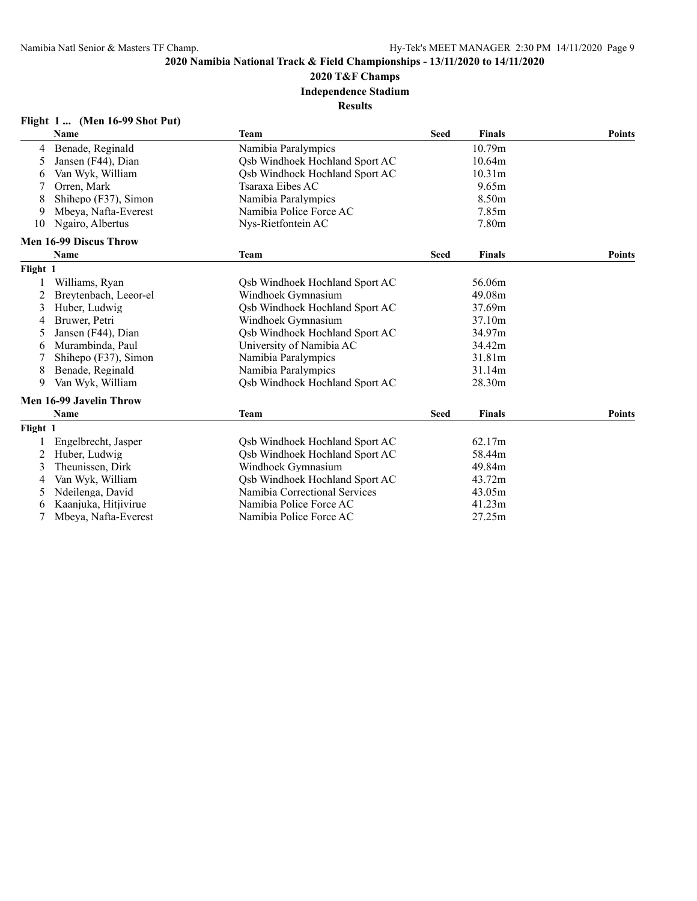# 2020 Namibia National Track & Field Championships - 13/11/2020 to 14/11/2020

## 2020 T&F Champs

### Independence Stadium

### Results

**Flight 1 ... (Men 16-99 Shot Put)**

| | Name | Team | Seed | Finals | Points |
|---|---|---|---|---|---|
| 4 | Benade, Reginald | Namibia Paralympics | | 10.79m | |
| 5 | Jansen (F44), Dian | Qsb Windhoek Hochland Sport AC | | 10.64m | |
| 6 | Van Wyk, William | Qsb Windhoek Hochland Sport AC | | 10.31m | |
| 7 | Orren, Mark | Tsaraxa Eibes AC | | 9.65m | |
| 8 | Shihepo (F37), Simon | Namibia Paralympics | | 8.50m | |
| 9 | Mbeya, Nafta-Everest | Namibia Police Force AC | | 7.85m | |
| 10 | Ngairo, Albertus | Nys-Rietfontein AC | | 7.80m | |

**Men 16-99 Discus Throw**

| | Name | Team | Seed | Finals | Points |
|---|---|---|---|---|---|
| **Flight 1** | | | | | |
| 1 | Williams, Ryan | Qsb Windhoek Hochland Sport AC | | 56.06m | |
| 2 | Breytenbach, Leeor-el | Windhoek Gymnasium | | 49.08m | |
| 3 | Huber, Ludwig | Qsb Windhoek Hochland Sport AC | | 37.69m | |
| 4 | Bruwer, Petri | Windhoek Gymnasium | | 37.10m | |
| 5 | Jansen (F44), Dian | Qsb Windhoek Hochland Sport AC | | 34.97m | |
| 6 | Murambinda, Paul | University of Namibia AC | | 34.42m | |
| 7 | Shihepo (F37), Simon | Namibia Paralympics | | 31.81m | |
| 8 | Benade, Reginald | Namibia Paralympics | | 31.14m | |
| 9 | Van Wyk, William | Qsb Windhoek Hochland Sport AC | | 28.30m | |

**Men 16-99 Javelin Throw**

| | Name | Team | Seed | Finals | Points |
|---|---|---|---|---|---|
| **Flight 1** | | | | | |
| 1 | Engelbrecht, Jasper | Qsb Windhoek Hochland Sport AC | | 62.17m | |
| 2 | Huber, Ludwig | Qsb Windhoek Hochland Sport AC | | 58.44m | |
| 3 | Theunissen, Dirk | Windhoek Gymnasium | | 49.84m | |
| 4 | Van Wyk, William | Qsb Windhoek Hochland Sport AC | | 43.72m | |
| 5 | Ndeilenga, David | Namibia Correctional Services | | 43.05m | |
| 6 | Kaanjuka, Hitjivirue | Namibia Police Force AC | | 41.23m | |
| 7 | Mbeya, Nafta-Everest | Namibia Police Force AC | | 27.25m | |